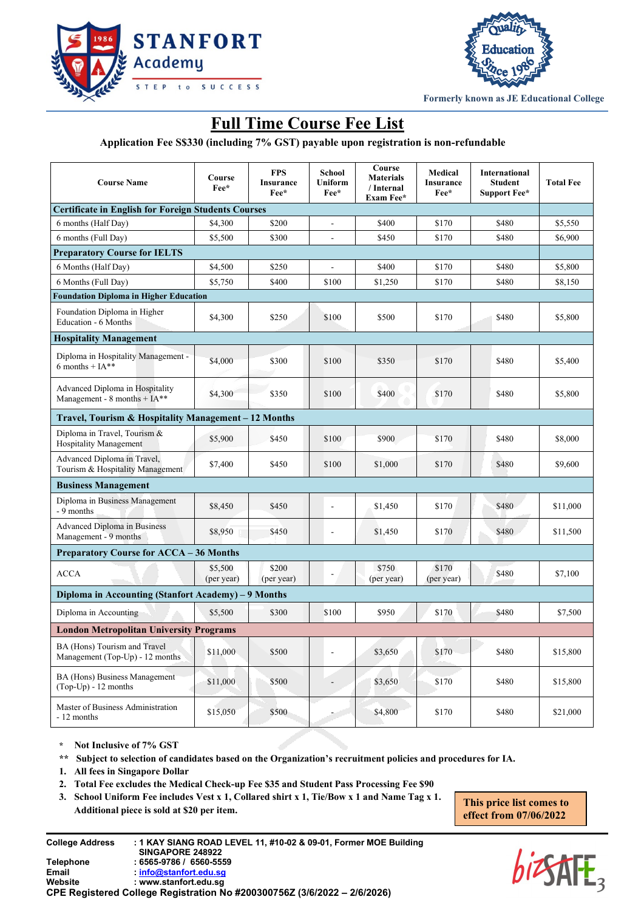STANFORT Academy

STEP to SUCCESS

Quality Education Since 1986

Formerly known as JE Educational College

# Full Time Course Fee List

**Application Fee S$330 (including 7% GST) payable upon registration is non-refundable**

| Course Name | Course Fee* | FPS Insurance Fee* | School Uniform Fee* | Course Materials / Internal Exam Fee* | Medical Insurance Fee* | International Student Support Fee* | Total Fee |
|---|---|---|---|---|---|---|---|
| **Certificate in English for Foreign Students Courses** | | | | | | | |
| 6 months (Half Day) | $4,300 | $200 | - | $400 | $170 | $480 | $5,550 |
| 6 months (Full Day) | $5,500 | $300 | - | $450 | $170 | $480 | $6,900 |
| **Preparatory Course for IELTS** | | | | | | | |
| 6 Months (Half Day) | $4,500 | $250 | - | $400 | $170 | $480 | $5,800 |
| 6 Months (Full Day) | $5,750 | $400 | $100 | $1,250 | $170 | $480 | $8,150 |
| **Foundation Diploma in Higher Education** | | | | | | | |
| Foundation Diploma in Higher Education - 6 Months | $4,300 | $250 | $100 | $500 | $170 | $480 | $5,800 |
| **Hospitality Management** | | | | | | | |
| Diploma in Hospitality Management - 6 months + IA** | $4,000 | $300 | $100 | $350 | $170 | $480 | $5,400 |
| Advanced Diploma in Hospitality Management - 8 months + IA** | $4,300 | $350 | $100 | $400 | $170 | $480 | $5,800 |
| **Travel, Tourism & Hospitality Management – 12 Months** | | | | | | | |
| Diploma in Travel, Tourism & Hospitality Management | $5,900 | $450 | $100 | $900 | $170 | $480 | $8,000 |
| Advanced Diploma in Travel, Tourism & Hospitality Management | $7,400 | $450 | $100 | $1,000 | $170 | $480 | $9,600 |
| **Business Management** | | | | | | | |
| Diploma in Business Management - 9 months | $8,450 | $450 | - | $1,450 | $170 | $480 | $11,000 |
| Advanced Diploma in Business Management - 9 months | $8,950 | $450 | - | $1,450 | $170 | $480 | $11,500 |
| **Preparatory Course for ACCA – 36 Months** | | | | | | | |
| ACCA | $5,500 (per year) | $200 (per year) | - | $750 (per year) | $170 (per year) | $480 | $7,100 |
| **Diploma in Accounting (Stanfort Academy) – 9 Months** | | | | | | | |
| Diploma in Accounting | $5,500 | $300 | $100 | $950 | $170 | $480 | $7,500 |
| **London Metropolitan University Programs** | | | | | | | |
| BA (Hons) Tourism and Travel Management (Top-Up) - 12 months | $11,000 | $500 | - | $3,650 | $170 | $480 | $15,800 |
| BA (Hons) Business Management (Top-Up) - 12 months | $11,000 | $500 | - | $3,650 | $170 | $480 | $15,800 |
| Master of Business Administration - 12 months | $15,050 | $500 | - | $4,800 | $170 | $480 | $21,000 |

- \* **Not Inclusive of 7% GST**
- \*\* **Subject to selection of candidates based on the Organization's recruitment policies and procedures for IA.**

1. **All fees in Singapore Dollar**
2. **Total Fee excludes the Medical Check-up Fee $35 and Student Pass Processing Fee $90**
3. **School Uniform Fee includes Vest x 1, Collared shirt x 1, Tie/Bow x 1 and Name Tag x 1. Additional piece is sold at $20 per item.**

**This price list comes to effect from 07/06/2022**

**College Address** : 1 KAY SIANG ROAD LEVEL 11, #10-02 & 09-01, Former MOE Building SINGAPORE 248922
**Telephone** : 6565-9786 / 6560-5559
**Email** : info@stanfort.edu.sg
**Website** : www.stanfort.edu.sg
**CPE Registered College Registration No #200300756Z (3/6/2022 – 2/6/2026)**

bizSAFE 3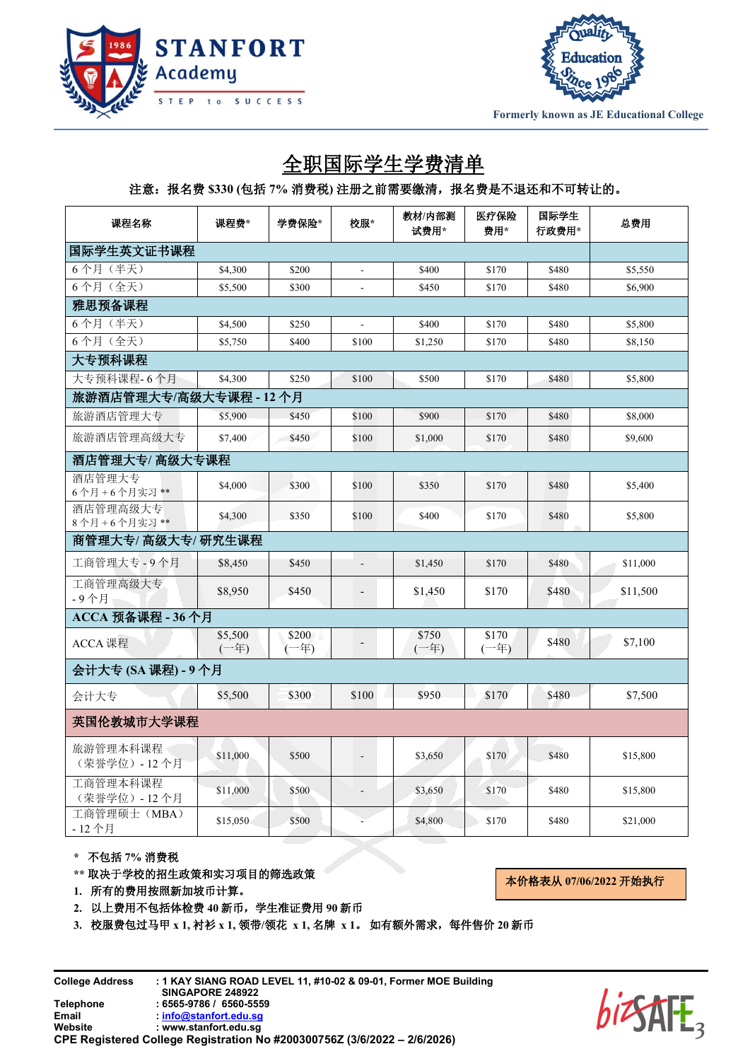STANFORT Academy

STEP to SUCCESS

Formerly known as JE Educational College

# 全职国际学生学费清单

**注意：报名费 $330 (包括 7% 消费税) 注册之前需要缴清，报名费是不退还和不可转让的。**

| 课程名称 | 课程费* | 学费保险* | 校服* | 教材/内部测试费用* | 医疗保险费用* | 国际学生行政费用* | 总费用 |
|---|---|---|---|---|---|---|---|
| **国际学生英文证书课程** | | | | | | | |
| 6 个月（半天） | $4,300 | $200 | - | $400 | $170 | $480 | $5,550 |
| 6 个月（全天） | $5,500 | $300 | - | $450 | $170 | $480 | $6,900 |
| **雅思预备课程** | | | | | | | |
| 6 个月（半天） | $4,500 | $250 | - | $400 | $170 | $480 | $5,800 |
| 6 个月（全天） | $5,750 | $400 | $100 | $1,250 | $170 | $480 | $8,150 |
| **大专预科课程** | | | | | | | |
| 大专预科课程- 6 个月 | $4,300 | $250 | $100 | $500 | $170 | $480 | $5,800 |
| **旅游酒店管理大专/高级大专课程 - 12 个月** | | | | | | | |
| 旅游酒店管理大专 | $5,900 | $450 | $100 | $900 | $170 | $480 | $8,000 |
| 旅游酒店管理高级大专 | $7,400 | $450 | $100 | $1,000 | $170 | $480 | $9,600 |
| **酒店管理大专/ 高级大专课程** | | | | | | | |
| 酒店管理大专 6 个月 + 6 个月实习 ** | $4,000 | $300 | $100 | $350 | $170 | $480 | $5,400 |
| 酒店管理高级大专 8 个月 + 6 个月实习 ** | $4,300 | $350 | $100 | $400 | $170 | $480 | $5,800 |
| **商管理大专/ 高级大专/ 研究生课程** | | | | | | | |
| 工商管理大专 - 9 个月 | $8,450 | $450 | - | $1,450 | $170 | $480 | $11,000 |
| 工商管理高级大专 - 9 个月 | $8,950 | $450 | - | $1,450 | $170 | $480 | $11,500 |
| **ACCA 预备课程 - 36 个月** | | | | | | | |
| ACCA 课程 | $5,500 (一年) | $200 (一年) | - | $750 (一年) | $170 (一年) | $480 | $7,100 |
| **会计大专 (SA 课程) - 9 个月** | | | | | | | |
| 会计大专 | $5,500 | $300 | $100 | $950 | $170 | $480 | $7,500 |
| **英国伦敦城市大学课程** | | | | | | | |
| 旅游管理本科课程（荣誉学位）- 12 个月 | $11,000 | $500 | - | $3,650 | $170 | $480 | $15,800 |
| 工商管理本科课程（荣誉学位）- 12 个月 | $11,000 | $500 | - | $3,650 | $170 | $480 | $15,800 |
| 工商管理硕士（MBA）- 12 个月 | $15,050 | $500 | - | $4,800 | $170 | $480 | $21,000 |

\* 不包括 7% 消费税

** 取决于学校的招生政策和实习项目的筛选政策

1. 所有的费用按照新加坡币计算。
2. 以上费用不包括体检费 40 新币，学生准证费用 90 新币
3. 校服费包过马甲 x 1, 衬衫 x 1, 领带/领花 x 1, 名牌 x 1。 如有额外需求，每件售价 20 新币

**本价格表从 07/06/2022 开始执行**

**College Address** : 1 KAY SIANG ROAD LEVEL 11, #10-02 & 09-01, Former MOE Building SINGAPORE 248922
**Telephone** : 6565-9786 / 6560-5559
**Email** : info@stanfort.edu.sg
**Website** : www.stanfort.edu.sg
**CPE Registered College Registration No #200300756Z (3/6/2022 – 2/6/2026)**